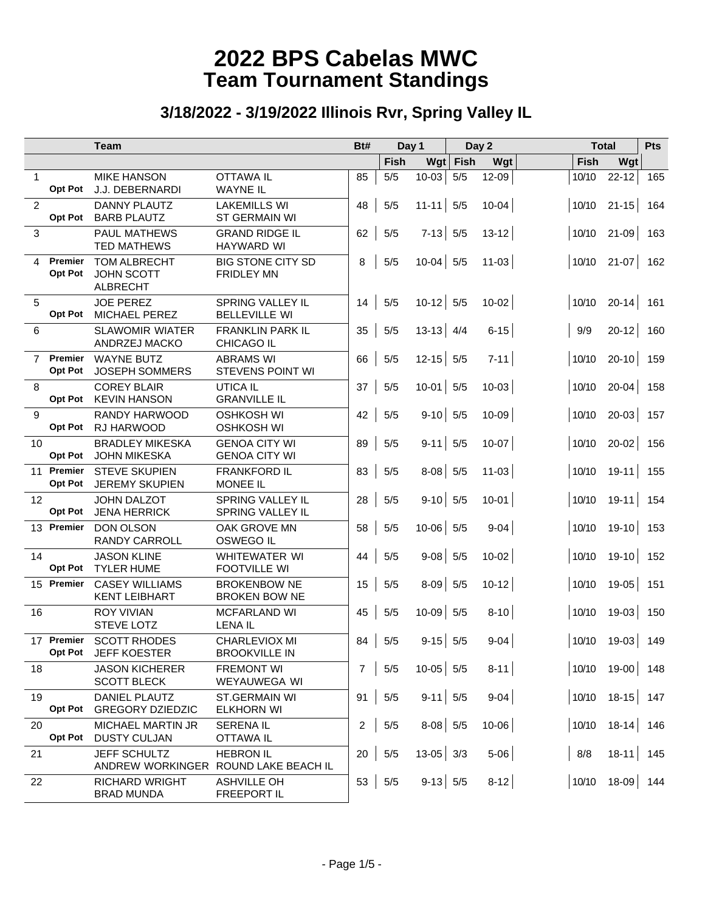# 2022 BPS Cabelas MWC
# Team Tournament Standings

## 3/18/2022 - 3/19/2022 Illinois Rvr, Spring Valley IL

| | | Team | | Bt# | Day 1 | | Day 2 | | Total | | Pts |
|---|---|---|---|---|---|---|---|---|---|---|---|
| | | | | | Fish | Wgt | Fish | Wgt | Fish | Wgt | |
| 1 | Opt Pot | MIKE HANSON<br>J.J. DEBERNARDI | OTTAWA IL<br>WAYNE IL | 85 | 5/5 | 10-03 | 5/5 | 12-09 | 10/10 | 22-12 | 165 |
| 2 | Opt Pot | DANNY PLAUTZ<br>BARB PLAUTZ | LAKEMILLS WI<br>ST GERMAIN WI | 48 | 5/5 | 11-11 | 5/5 | 10-04 | 10/10 | 21-15 | 164 |
| 3 | | PAUL MATHEWS<br>TED MATHEWS | GRAND RIDGE IL<br>HAYWARD WI | 62 | 5/5 | 7-13 | 5/5 | 13-12 | 10/10 | 21-09 | 163 |
| 4 | Premier<br>Opt Pot | TOM ALBRECHT<br>JOHN SCOTT ALBRECHT | BIG STONE CITY SD<br>FRIDLEY MN | 8 | 5/5 | 10-04 | 5/5 | 11-03 | 10/10 | 21-07 | 162 |
| 5 | Opt Pot | JOE PEREZ<br>MICHAEL PEREZ | SPRING VALLEY IL<br>BELLEVILLE WI | 14 | 5/5 | 10-12 | 5/5 | 10-02 | 10/10 | 20-14 | 161 |
| 6 | | SLAWOMIR WIATER<br>ANDRZEJ MACKO | FRANKLIN PARK IL<br>CHICAGO IL | 35 | 5/5 | 13-13 | 4/4 | 6-15 | 9/9 | 20-12 | 160 |
| 7 | Premier<br>Opt Pot | WAYNE BUTZ<br>JOSEPH SOMMERS | ABRAMS WI<br>STEVENS POINT WI | 66 | 5/5 | 12-15 | 5/5 | 7-11 | 10/10 | 20-10 | 159 |
| 8 | Opt Pot | COREY BLAIR<br>KEVIN HANSON | UTICA IL<br>GRANVILLE IL | 37 | 5/5 | 10-01 | 5/5 | 10-03 | 10/10 | 20-04 | 158 |
| 9 | Opt Pot | RANDY HARWOOD<br>RJ HARWOOD | OSHKOSH WI<br>OSHKOSH WI | 42 | 5/5 | 9-10 | 5/5 | 10-09 | 10/10 | 20-03 | 157 |
| 10 | Opt Pot | BRADLEY MIKESKA<br>JOHN MIKESKA | GENOA CITY WI<br>GENOA CITY WI | 89 | 5/5 | 9-11 | 5/5 | 10-07 | 10/10 | 20-02 | 156 |
| 11 | Premier<br>Opt Pot | STEVE SKUPIEN<br>JEREMY SKUPIEN | FRANKFORD IL<br>MONEE IL | 83 | 5/5 | 8-08 | 5/5 | 11-03 | 10/10 | 19-11 | 155 |
| 12 | Opt Pot | JOHN DALZOT<br>JENA HERRICK | SPRING VALLEY IL<br>SPRING VALLEY IL | 28 | 5/5 | 9-10 | 5/5 | 10-01 | 10/10 | 19-11 | 154 |
| 13 | Premier | DON OLSON<br>RANDY CARROLL | OAK GROVE MN<br>OSWEGO IL | 58 | 5/5 | 10-06 | 5/5 | 9-04 | 10/10 | 19-10 | 153 |
| 14 | Opt Pot | JASON KLINE<br>TYLER HUME | WHITEWATER WI<br>FOOTVILLE WI | 44 | 5/5 | 9-08 | 5/5 | 10-02 | 10/10 | 19-10 | 152 |
| 15 | Premier | CASEY WILLIAMS<br>KENT LEIBHART | BROKENBOW NE<br>BROKEN BOW NE | 15 | 5/5 | 8-09 | 5/5 | 10-12 | 10/10 | 19-05 | 151 |
| 16 | | ROY VIVIAN<br>STEVE LOTZ | MCFARLAND WI<br>LENA IL | 45 | 5/5 | 10-09 | 5/5 | 8-10 | 10/10 | 19-03 | 150 |
| 17 | Premier<br>Opt Pot | SCOTT RHODES<br>JEFF KOESTER | CHARLEVIOX MI<br>BROOKVILLE IN | 84 | 5/5 | 9-15 | 5/5 | 9-04 | 10/10 | 19-03 | 149 |
| 18 | | JASON KICHERER<br>SCOTT BLECK | FREMONT WI<br>WEYAUWEGA WI | 7 | 5/5 | 10-05 | 5/5 | 8-11 | 10/10 | 19-00 | 148 |
| 19 | Opt Pot | DANIEL PLAUTZ<br>GREGORY DZIEDZIC | ST.GERMAIN WI<br>ELKHORN WI | 91 | 5/5 | 9-11 | 5/5 | 9-04 | 10/10 | 18-15 | 147 |
| 20 | Opt Pot | MICHAEL MARTIN JR<br>DUSTY CULJAN | SERENA IL<br>OTTAWA IL | 2 | 5/5 | 8-08 | 5/5 | 10-06 | 10/10 | 18-14 | 146 |
| 21 | | JEFF SCHULTZ<br>ANDREW WORKINGER | HEBRON IL<br>ROUND LAKE BEACH IL | 20 | 5/5 | 13-05 | 3/3 | 5-06 | 8/8 | 18-11 | 145 |
| 22 | | RICHARD WRIGHT<br>BRAD MUNDA | ASHVILLE OH<br>FREEPORT IL | 53 | 5/5 | 9-13 | 5/5 | 8-12 | 10/10 | 18-09 | 144 |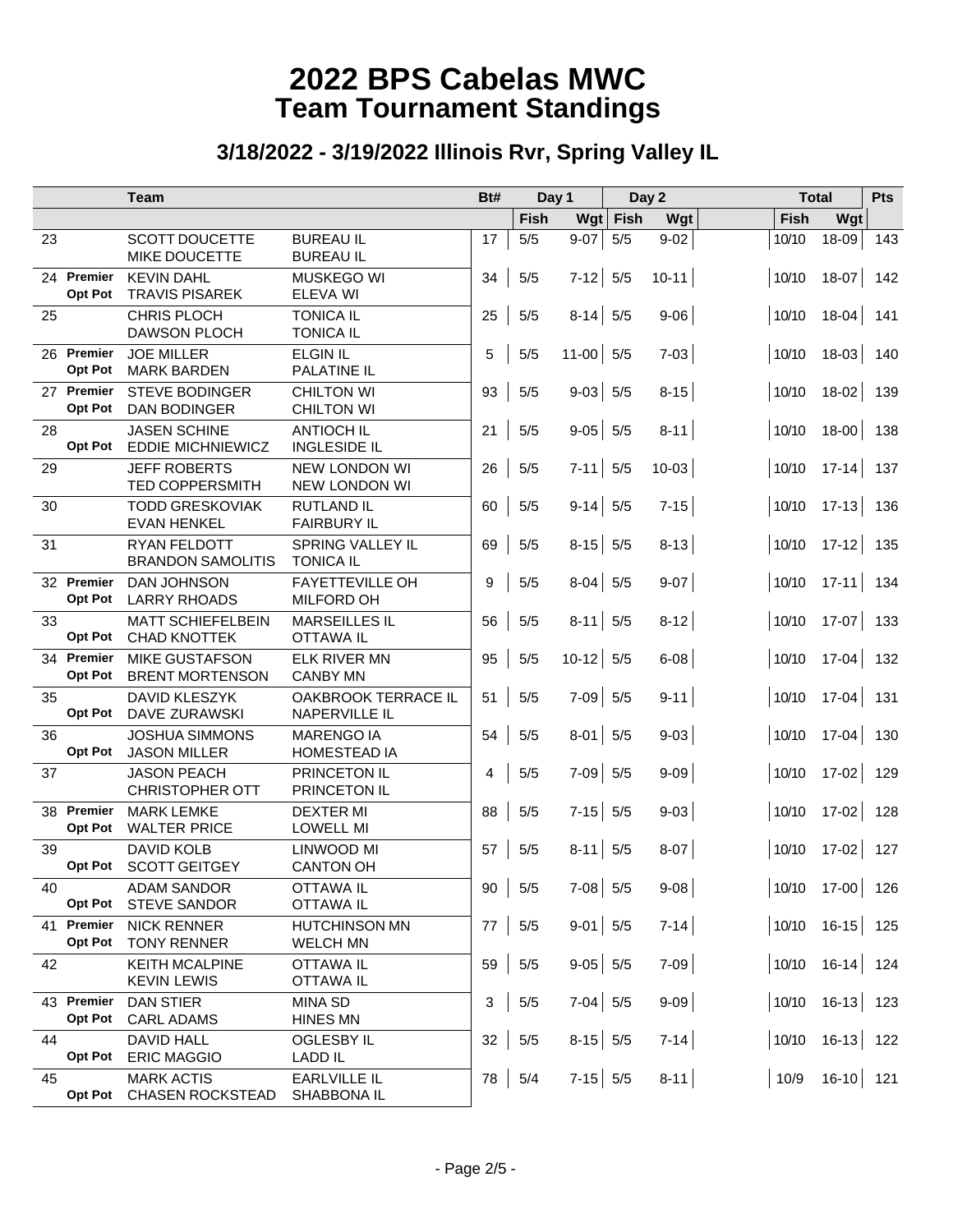# 2022 BPS Cabelas MWC
# Team Tournament Standings

## 3/18/2022 - 3/19/2022 Illinois Rvr, Spring Valley IL

| | | Team | | Bt# | Day 1 | | Day 2 | | Total | | Pts |
|---|---|---|---|---|---|---|---|---|---|---|---|
| | | | | | Fish | Wgt | Fish | Wgt | Fish | Wgt | |
| 23 | | SCOTT DOUCETTE<br>MIKE DOUCETTE | BUREAU IL<br>BUREAU IL | 17 | 5/5 | 9-07 | 5/5 | 9-02 | 10/10 | 18-09 | 143 |
| 24 | Premier<br>Opt Pot | KEVIN DAHL<br>TRAVIS PISAREK | MUSKEGO WI<br>ELEVA WI | 34 | 5/5 | 7-12 | 5/5 | 10-11 | 10/10 | 18-07 | 142 |
| 25 | | CHRIS PLOCH<br>DAWSON PLOCH | TONICA IL<br>TONICA IL | 25 | 5/5 | 8-14 | 5/5 | 9-06 | 10/10 | 18-04 | 141 |
| 26 | Premier<br>Opt Pot | JOE MILLER<br>MARK BARDEN | ELGIN IL<br>PALATINE IL | 5 | 5/5 | 11-00 | 5/5 | 7-03 | 10/10 | 18-03 | 140 |
| 27 | Premier<br>Opt Pot | STEVE BODINGER<br>DAN BODINGER | CHILTON WI<br>CHILTON WI | 93 | 5/5 | 9-03 | 5/5 | 8-15 | 10/10 | 18-02 | 139 |
| 28 | Opt Pot | JASEN SCHINE<br>EDDIE MICHNIEWICZ | ANTIOCH IL<br>INGLESIDE IL | 21 | 5/5 | 9-05 | 5/5 | 8-11 | 10/10 | 18-00 | 138 |
| 29 | | JEFF ROBERTS<br>TED COPPERSMITH | NEW LONDON WI<br>NEW LONDON WI | 26 | 5/5 | 7-11 | 5/5 | 10-03 | 10/10 | 17-14 | 137 |
| 30 | | TODD GRESKOVIAK<br>EVAN HENKEL | RUTLAND IL<br>FAIRBURY IL | 60 | 5/5 | 9-14 | 5/5 | 7-15 | 10/10 | 17-13 | 136 |
| 31 | | RYAN FELDOTT<br>BRANDON SAMOLITIS | SPRING VALLEY IL<br>TONICA IL | 69 | 5/5 | 8-15 | 5/5 | 8-13 | 10/10 | 17-12 | 135 |
| 32 | Premier<br>Opt Pot | DAN JOHNSON<br>LARRY RHOADS | FAYETTEVILLE OH<br>MILFORD OH | 9 | 5/5 | 8-04 | 5/5 | 9-07 | 10/10 | 17-11 | 134 |
| 33 | Opt Pot | MATT SCHIEFELBEIN<br>CHAD KNOTTEK | MARSEILLES IL<br>OTTAWA IL | 56 | 5/5 | 8-11 | 5/5 | 8-12 | 10/10 | 17-07 | 133 |
| 34 | Premier<br>Opt Pot | MIKE GUSTAFSON<br>BRENT MORTENSON | ELK RIVER MN<br>CANBY MN | 95 | 5/5 | 10-12 | 5/5 | 6-08 | 10/10 | 17-04 | 132 |
| 35 | Opt Pot | DAVID KLESZYK<br>DAVE ZURAWSKI | OAKBROOK TERRACE IL<br>NAPERVILLE IL | 51 | 5/5 | 7-09 | 5/5 | 9-11 | 10/10 | 17-04 | 131 |
| 36 | Opt Pot | JOSHUA SIMMONS<br>JASON MILLER | MARENGO IA<br>HOMESTEAD IA | 54 | 5/5 | 8-01 | 5/5 | 9-03 | 10/10 | 17-04 | 130 |
| 37 | | JASON PEACH<br>CHRISTOPHER OTT | PRINCETON IL<br>PRINCETON IL | 4 | 5/5 | 7-09 | 5/5 | 9-09 | 10/10 | 17-02 | 129 |
| 38 | Premier<br>Opt Pot | MARK LEMKE<br>WALTER PRICE | DEXTER MI<br>LOWELL MI | 88 | 5/5 | 7-15 | 5/5 | 9-03 | 10/10 | 17-02 | 128 |
| 39 | Opt Pot | DAVID KOLB<br>SCOTT GEITGEY | LINWOOD MI<br>CANTON OH | 57 | 5/5 | 8-11 | 5/5 | 8-07 | 10/10 | 17-02 | 127 |
| 40 | Opt Pot | ADAM SANDOR<br>STEVE SANDOR | OTTAWA IL<br>OTTAWA IL | 90 | 5/5 | 7-08 | 5/5 | 9-08 | 10/10 | 17-00 | 126 |
| 41 | Premier<br>Opt Pot | NICK RENNER<br>TONY RENNER | HUTCHINSON MN<br>WELCH MN | 77 | 5/5 | 9-01 | 5/5 | 7-14 | 10/10 | 16-15 | 125 |
| 42 | | KEITH MCALPINE<br>KEVIN LEWIS | OTTAWA IL<br>OTTAWA IL | 59 | 5/5 | 9-05 | 5/5 | 7-09 | 10/10 | 16-14 | 124 |
| 43 | Premier<br>Opt Pot | DAN STIER<br>CARL ADAMS | MINA SD<br>HINES MN | 3 | 5/5 | 7-04 | 5/5 | 9-09 | 10/10 | 16-13 | 123 |
| 44 | Opt Pot | DAVID HALL<br>ERIC MAGGIO | OGLESBY IL<br>LADD IL | 32 | 5/5 | 8-15 | 5/5 | 7-14 | 10/10 | 16-13 | 122 |
| 45 | Opt Pot | MARK ACTIS<br>CHASEN ROCKSTEAD | EARLVILLE IL<br>SHABBONA IL | 78 | 5/4 | 7-15 | 5/5 | 8-11 | 10/9 | 16-10 | 121 |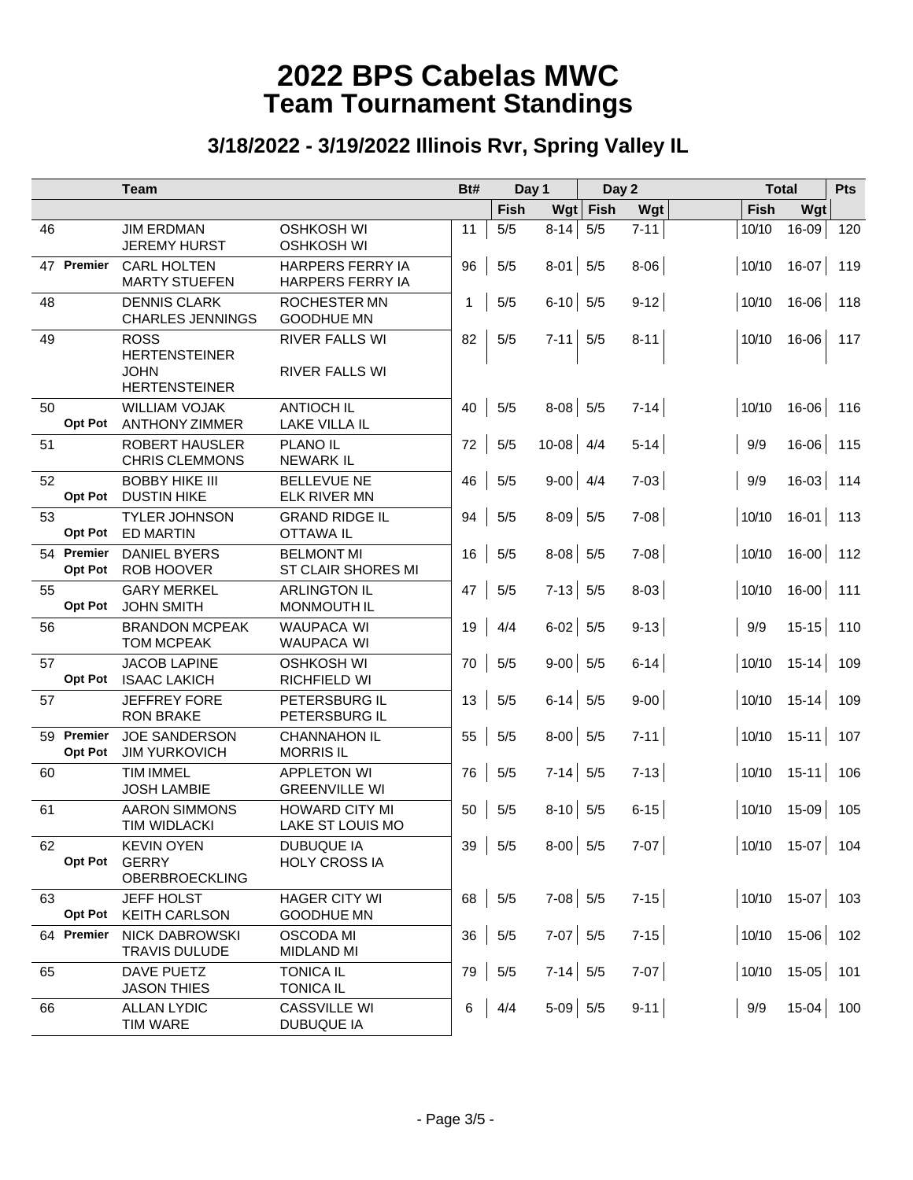# 2022 BPS Cabelas MWC
# Team Tournament Standings

## 3/18/2022 - 3/19/2022 Illinois Rvr, Spring Valley IL

| | | Team | | Bt# | Day 1 | | Day 2 | | Total | | Pts |
|---|---|---|---|---|---|---|---|---|---|---|---|
| | | | | | Fish | Wgt | Fish | Wgt | Fish | Wgt | |
| 46 | | JIM ERDMAN<br>JEREMY HURST | OSHKOSH WI<br>OSHKOSH WI | 11 | 5/5 | 8-14 | 5/5 | 7-11 | 10/10 | 16-09 | 120 |
| 47 | Premier | CARL HOLTEN<br>MARTY STUEFEN | HARPERS FERRY IA<br>HARPERS FERRY IA | 96 | 5/5 | 8-01 | 5/5 | 8-06 | 10/10 | 16-07 | 119 |
| 48 | | DENNIS CLARK<br>CHARLES JENNINGS | ROCHESTER MN<br>GOODHUE MN | 1 | 5/5 | 6-10 | 5/5 | 9-12 | 10/10 | 16-06 | 118 |
| 49 | | ROSS HERTENSTEINER<br>JOHN HERTENSTEINER | RIVER FALLS WI<br>RIVER FALLS WI | 82 | 5/5 | 7-11 | 5/5 | 8-11 | 10/10 | 16-06 | 117 |
| 50 | Opt Pot | WILLIAM VOJAK<br>ANTHONY ZIMMER | ANTIOCH IL<br>LAKE VILLA IL | 40 | 5/5 | 8-08 | 5/5 | 7-14 | 10/10 | 16-06 | 116 |
| 51 | | ROBERT HAUSLER<br>CHRIS CLEMMONS | PLANO IL<br>NEWARK IL | 72 | 5/5 | 10-08 | 4/4 | 5-14 | 9/9 | 16-06 | 115 |
| 52 | Opt Pot | BOBBY HIKE III<br>DUSTIN HIKE | BELLEVUE NE<br>ELK RIVER MN | 46 | 5/5 | 9-00 | 4/4 | 7-03 | 9/9 | 16-03 | 114 |
| 53 | Opt Pot | TYLER JOHNSON<br>ED MARTIN | GRAND RIDGE IL<br>OTTAWA IL | 94 | 5/5 | 8-09 | 5/5 | 7-08 | 10/10 | 16-01 | 113 |
| 54 | Premier<br>Opt Pot | DANIEL BYERS<br>ROB HOOVER | BELMONT MI<br>ST CLAIR SHORES MI | 16 | 5/5 | 8-08 | 5/5 | 7-08 | 10/10 | 16-00 | 112 |
| 55 | Opt Pot | GARY MERKEL<br>JOHN SMITH | ARLINGTON IL<br>MONMOUTH IL | 47 | 5/5 | 7-13 | 5/5 | 8-03 | 10/10 | 16-00 | 111 |
| 56 | | BRANDON MCPEAK<br>TOM MCPEAK | WAUPACA WI<br>WAUPACA WI | 19 | 4/4 | 6-02 | 5/5 | 9-13 | 9/9 | 15-15 | 110 |
| 57 | Opt Pot | JACOB LAPINE<br>ISAAC LAKICH | OSHKOSH WI<br>RICHFIELD WI | 70 | 5/5 | 9-00 | 5/5 | 6-14 | 10/10 | 15-14 | 109 |
| 57 | | JEFFREY FORE<br>RON BRAKE | PETERSBURG IL<br>PETERSBURG IL | 13 | 5/5 | 6-14 | 5/5 | 9-00 | 10/10 | 15-14 | 109 |
| 59 | Premier<br>Opt Pot | JOE SANDERSON<br>JIM YURKOVICH | CHANNAHON IL<br>MORRIS IL | 55 | 5/5 | 8-00 | 5/5 | 7-11 | 10/10 | 15-11 | 107 |
| 60 | | TIM IMMEL<br>JOSH LAMBIE | APPLETON WI<br>GREENVILLE WI | 76 | 5/5 | 7-14 | 5/5 | 7-13 | 10/10 | 15-11 | 106 |
| 61 | | AARON SIMMONS<br>TIM WIDLACKI | HOWARD CITY MI<br>LAKE ST LOUIS MO | 50 | 5/5 | 8-10 | 5/5 | 6-15 | 10/10 | 15-09 | 105 |
| 62 | Opt Pot | KEVIN OYEN<br>GERRY OBERBROECKLING | DUBUQUE IA<br>HOLY CROSS IA | 39 | 5/5 | 8-00 | 5/5 | 7-07 | 10/10 | 15-07 | 104 |
| 63 | Opt Pot | JEFF HOLST<br>KEITH CARLSON | HAGER CITY WI<br>GOODHUE MN | 68 | 5/5 | 7-08 | 5/5 | 7-15 | 10/10 | 15-07 | 103 |
| 64 | Premier | NICK DABROWSKI<br>TRAVIS DULUDE | OSCODA MI<br>MIDLAND MI | 36 | 5/5 | 7-07 | 5/5 | 7-15 | 10/10 | 15-06 | 102 |
| 65 | | DAVE PUETZ<br>JASON THIES | TONICA IL<br>TONICA IL | 79 | 5/5 | 7-14 | 5/5 | 7-07 | 10/10 | 15-05 | 101 |
| 66 | | ALLAN LYDIC<br>TIM WARE | CASSVILLE WI<br>DUBUQUE IA | 6 | 4/4 | 5-09 | 5/5 | 9-11 | 9/9 | 15-04 | 100 |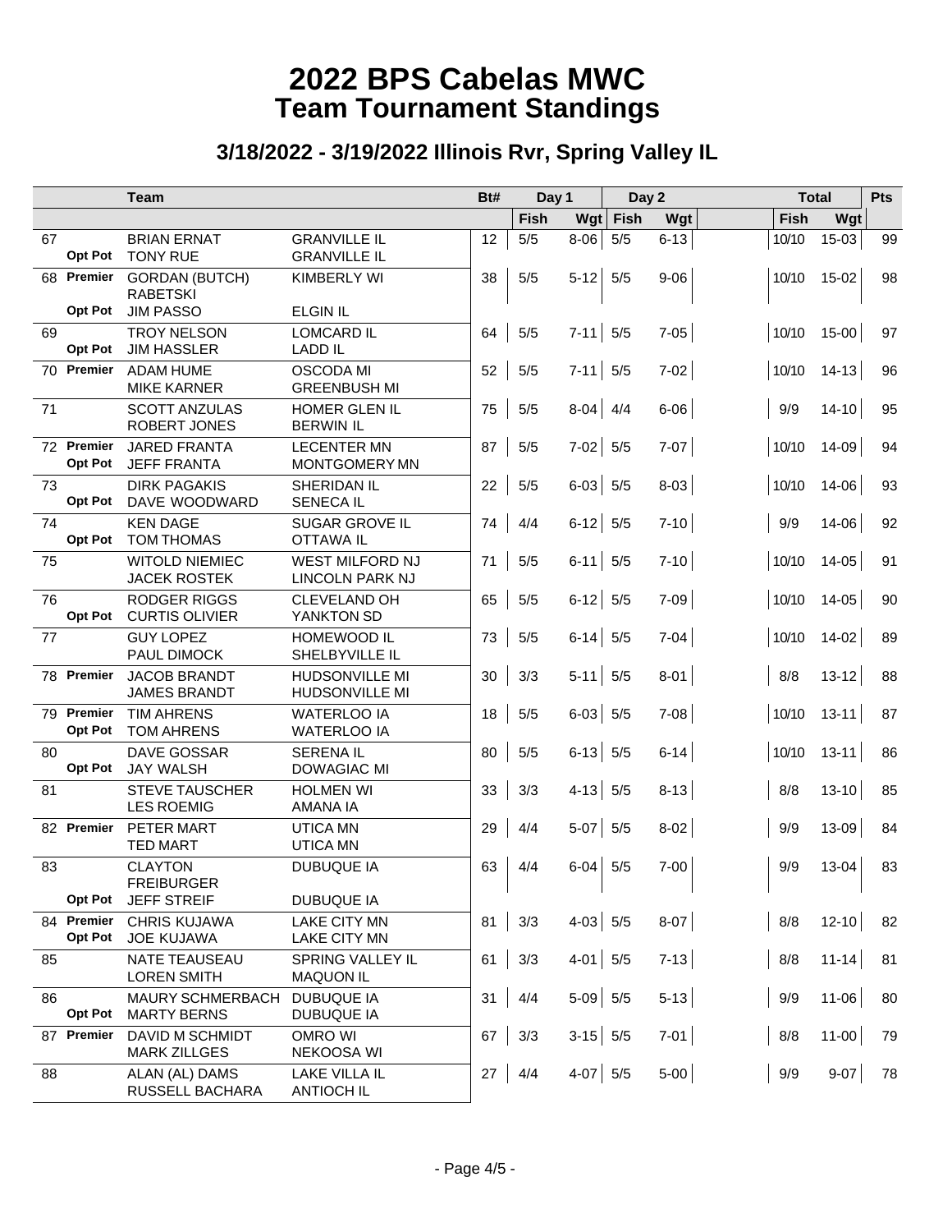# 2022 BPS Cabelas MWC
## Team Tournament Standings

### 3/18/2022 - 3/19/2022 Illinois Rvr, Spring Valley IL

| | | Team | | Bt# | Day 1 | | Day 2 | | Total | | Pts |
|---|---|---|---|---|---|---|---|---|---|---|---|
| | | | | | Fish | Wgt | Fish | Wgt | Fish | Wgt | |
| 67 | Opt Pot | BRIAN ERNAT<br>TONY RUE | GRANVILLE IL<br>GRANVILLE IL | 12 | 5/5 | 8-06 | 5/5 | 6-13 | 10/10 | 15-03 | 99 |
| 68 | Premier<br>Opt Pot | GORDAN (BUTCH) RABETSKI<br>JIM PASSO | KIMBERLY WI<br>ELGIN IL | 38 | 5/5 | 5-12 | 5/5 | 9-06 | 10/10 | 15-02 | 98 |
| 69 | Opt Pot | TROY NELSON<br>JIM HASSLER | LOMCARD IL<br>LADD IL | 64 | 5/5 | 7-11 | 5/5 | 7-05 | 10/10 | 15-00 | 97 |
| 70 | Premier | ADAM HUME<br>MIKE KARNER | OSCODA MI<br>GREENBUSH MI | 52 | 5/5 | 7-11 | 5/5 | 7-02 | 10/10 | 14-13 | 96 |
| 71 | | SCOTT ANZULAS<br>ROBERT JONES | HOMER GLEN IL<br>BERWIN IL | 75 | 5/5 | 8-04 | 4/4 | 6-06 | 9/9 | 14-10 | 95 |
| 72 | Premier<br>Opt Pot | JARED FRANTA<br>JEFF FRANTA | LECENTER MN<br>MONTGOMERY MN | 87 | 5/5 | 7-02 | 5/5 | 7-07 | 10/10 | 14-09 | 94 |
| 73 | Opt Pot | DIRK PAGAKIS<br>DAVE WOODWARD | SHERIDAN IL<br>SENECA IL | 22 | 5/5 | 6-03 | 5/5 | 8-03 | 10/10 | 14-06 | 93 |
| 74 | Opt Pot | KEN DAGE<br>TOM THOMAS | SUGAR GROVE IL<br>OTTAWA IL | 74 | 4/4 | 6-12 | 5/5 | 7-10 | 9/9 | 14-06 | 92 |
| 75 | | WITOLD NIEMIEC<br>JACEK ROSTEK | WEST MILFORD NJ<br>LINCOLN PARK NJ | 71 | 5/5 | 6-11 | 5/5 | 7-10 | 10/10 | 14-05 | 91 |
| 76 | Opt Pot | RODGER RIGGS<br>CURTIS OLIVIER | CLEVELAND OH<br>YANKTON SD | 65 | 5/5 | 6-12 | 5/5 | 7-09 | 10/10 | 14-05 | 90 |
| 77 | | GUY LOPEZ<br>PAUL DIMOCK | HOMEWOOD IL<br>SHELBYVILLE IL | 73 | 5/5 | 6-14 | 5/5 | 7-04 | 10/10 | 14-02 | 89 |
| 78 | Premier | JACOB BRANDT<br>JAMES BRANDT | HUDSONVILLE MI<br>HUDSONVILLE MI | 30 | 3/3 | 5-11 | 5/5 | 8-01 | 8/8 | 13-12 | 88 |
| 79 | Premier<br>Opt Pot | TIM AHRENS<br>TOM AHRENS | WATERLOO IA<br>WATERLOO IA | 18 | 5/5 | 6-03 | 5/5 | 7-08 | 10/10 | 13-11 | 87 |
| 80 | Opt Pot | DAVE GOSSAR<br>JAY WALSH | SERENA IL<br>DOWAGIAC MI | 80 | 5/5 | 6-13 | 5/5 | 6-14 | 10/10 | 13-11 | 86 |
| 81 | | STEVE TAUSCHER<br>LES ROEMIG | HOLMEN WI<br>AMANA IA | 33 | 3/3 | 4-13 | 5/5 | 8-13 | 8/8 | 13-10 | 85 |
| 82 | Premier | PETER MART<br>TED MART | UTICA MN<br>UTICA MN | 29 | 4/4 | 5-07 | 5/5 | 8-02 | 9/9 | 13-09 | 84 |
| 83 | Opt Pot | CLAYTON FREIBURGER<br>JEFF STREIF | DUBUQUE IA<br>DUBUQUE IA | 63 | 4/4 | 6-04 | 5/5 | 7-00 | 9/9 | 13-04 | 83 |
| 84 | Premier<br>Opt Pot | CHRIS KUJAWA<br>JOE KUJAWA | LAKE CITY MN<br>LAKE CITY MN | 81 | 3/3 | 4-03 | 5/5 | 8-07 | 8/8 | 12-10 | 82 |
| 85 | | NATE TEAUSEAU<br>LOREN SMITH | SPRING VALLEY IL<br>MAQUON IL | 61 | 3/3 | 4-01 | 5/5 | 7-13 | 8/8 | 11-14 | 81 |
| 86 | Opt Pot | MAURY SCHMERBACH<br>MARTY BERNS | DUBUQUE IA<br>DUBUQUE IA | 31 | 4/4 | 5-09 | 5/5 | 5-13 | 9/9 | 11-06 | 80 |
| 87 | Premier | DAVID M SCHMIDT<br>MARK ZILLGES | OMRO WI<br>NEKOOSA WI | 67 | 3/3 | 3-15 | 5/5 | 7-01 | 8/8 | 11-00 | 79 |
| 88 | | ALAN (AL) DAMS<br>RUSSELL BACHARA | LAKE VILLA IL<br>ANTIOCH IL | 27 | 4/4 | 4-07 | 5/5 | 5-00 | 9/9 | 9-07 | 78 |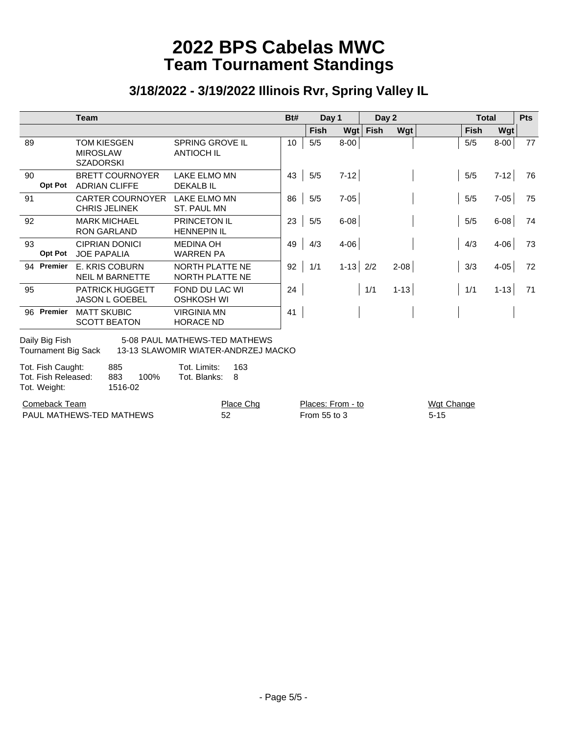# 2022 BPS Cabelas MWC
# Team Tournament Standings

## 3/18/2022 - 3/19/2022 Illinois Rvr, Spring Valley IL

| | Team | | Bt# | Day 1 | | Day 2 | | | Total | | Pts |
|---|---|---|---|---|---|---|---|---|---|---|---|
| | | | | Fish | Wgt | Fish | Wgt | | Fish | Wgt | |
| 89 | TOM KIESGEN<br>MIROSLAW SZADORSKI | SPRING GROVE IL<br>ANTIOCH IL | 10 | 5/5 | 8-00 | | | | 5/5 | 8-00 | 77 |
| 90 Opt Pot | BRETT COURNOYER<br>ADRIAN CLIFFE | LAKE ELMO MN<br>DEKALB IL | 43 | 5/5 | 7-12 | | | | 5/5 | 7-12 | 76 |
| 91 | CARTER COURNOYER<br>CHRIS JELINEK | LAKE ELMO MN<br>ST. PAUL MN | 86 | 5/5 | 7-05 | | | | 5/5 | 7-05 | 75 |
| 92 | MARK MICHAEL<br>RON GARLAND | PRINCETON IL<br>HENNEPIN IL | 23 | 5/5 | 6-08 | | | | 5/5 | 6-08 | 74 |
| 93 Opt Pot | CIPRIAN DONICI<br>JOE PAPALIA | MEDINA OH<br>WARREN PA | 49 | 4/3 | 4-06 | | | | 4/3 | 4-06 | 73 |
| 94 Premier | E. KRIS COBURN<br>NEIL M BARNETTE | NORTH PLATTE NE<br>NORTH PLATTE NE | 92 | 1/1 | 1-13 | 2/2 | 2-08 | | 3/3 | 4-05 | 72 |
| 95 | PATRICK HUGGETT<br>JASON L GOEBEL | FOND DU LAC WI<br>OSHKOSH WI | 24 | | | 1/1 | 1-13 | | 1/1 | 1-13 | 71 |
| 96 Premier | MATT SKUBIC<br>SCOTT BEATON | VIRGINIA MN<br>HORACE ND | 41 | | | | | | | | |

Daily Big Fish: 5-08 PAUL MATHEWS-TED MATHEWS
Tournament Big Sack: 13-13 SLAWOMIR WIATER-ANDRZEJ MACKO

Tot. Fish Caught: 885 — Tot. Limits: 163
Tot. Fish Released: 883 100% — Tot. Blanks: 8
Tot. Weight: 1516-02

| Comeback Team | Place Chg | Places: From - to | Wgt Change |
|---|---|---|---|
| PAUL MATHEWS-TED MATHEWS | 52 | From 55 to 3 | 5-15 |